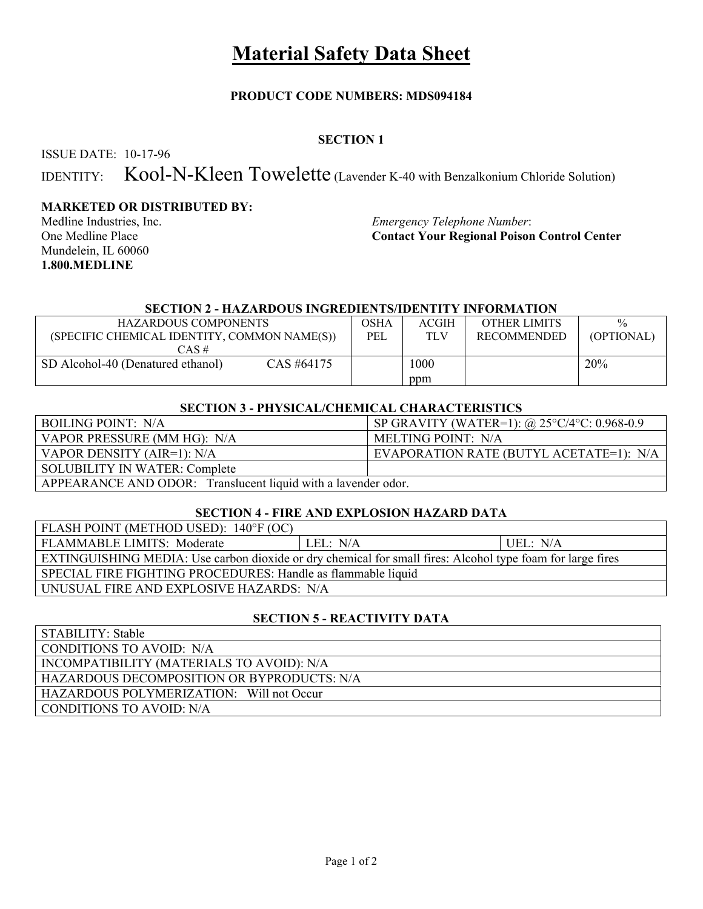# Material Safety Data Sheet

**PRODUCT CODE NUMBERS: MDS094184**

**SECTION 1**

ISSUE DATE: 10-17-96

IDENTITY: Kool-N-Kleen Towelette (Lavender K-40 with Benzalkonium Chloride Solution)

**MARKETED OR DISTRIBUTED BY:**

Medline Industries, Inc.
One Medline Place
Mundelein, IL 60060
**1.800.MEDLINE**

*Emergency Telephone Number*:
**Contact Your Regional Poison Control Center**

**SECTION 2 - HAZARDOUS INGREDIENTS/IDENTITY INFORMATION**

| HAZARDOUS COMPONENTS (SPECIFIC CHEMICAL IDENTITY, COMMON NAME(S)) CAS # | OSHA PEL | ACGIH TLV | OTHER LIMITS RECOMMENDED | % (OPTIONAL) |
|---|---|---|---|---|
| SD Alcohol-40 (Denatured ethanol) CAS #64175 | | 1000 ppm | | 20% |

**SECTION 3 - PHYSICAL/CHEMICAL CHARACTERISTICS**

| | |
|---|---|
| BOILING POINT: N/A | SP GRAVITY (WATER=1): @ 25°C/4°C: 0.968-0.9 |
| VAPOR PRESSURE (MM HG): N/A | MELTING POINT: N/A |
| VAPOR DENSITY (AIR=1): N/A | EVAPORATION RATE (BUTYL ACETATE=1): N/A |
| SOLUBILITY IN WATER: Complete | |
| APPEARANCE AND ODOR: Translucent liquid with a lavender odor. | |

**SECTION 4 - FIRE AND EXPLOSION HAZARD DATA**

| | | |
|---|---|---|
| FLASH POINT (METHOD USED): 140°F (OC) | | |
| FLAMMABLE LIMITS: Moderate | LEL: N/A | UEL: N/A |
| EXTINGUISHING MEDIA: Use carbon dioxide or dry chemical for small fires: Alcohol type foam for large fires | | |
| SPECIAL FIRE FIGHTING PROCEDURES: Handle as flammable liquid | | |
| UNUSUAL FIRE AND EXPLOSIVE HAZARDS: N/A | | |

**SECTION 5 - REACTIVITY DATA**

| |
|---|
| STABILITY: Stable |
| CONDITIONS TO AVOID: N/A |
| INCOMPATIBILITY (MATERIALS TO AVOID): N/A |
| HAZARDOUS DECOMPOSITION OR BYPRODUCTS: N/A |
| HAZARDOUS POLYMERIZATION: Will not Occur |
| CONDITIONS TO AVOID: N/A |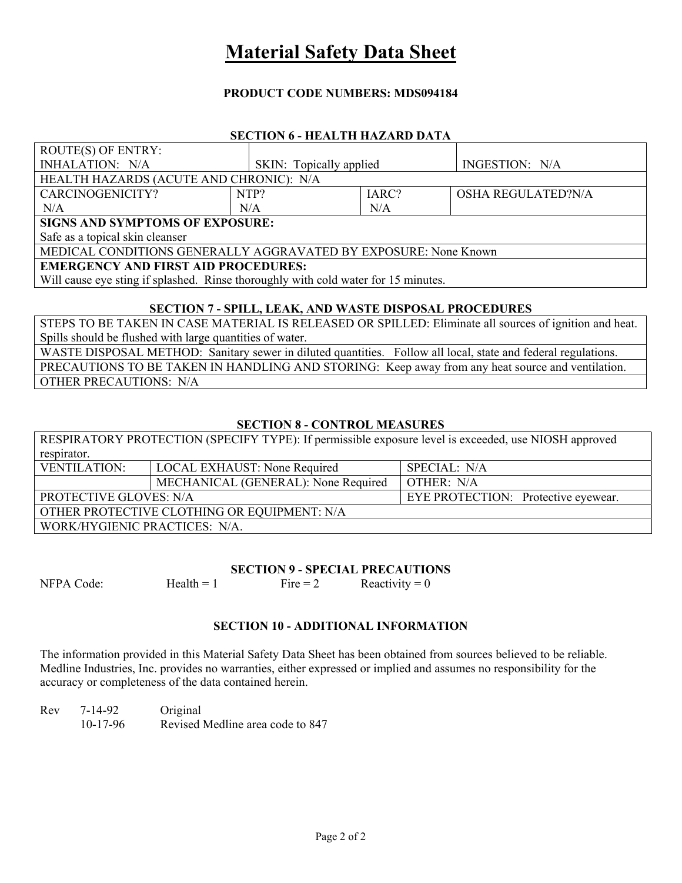# Material Safety Data Sheet

**PRODUCT CODE NUMBERS: MDS094184**

**SECTION 6 - HEALTH HAZARD DATA**

| | | | |
|---|---|---|---|
| ROUTE(S) OF ENTRY:<br>INHALATION: N/A | SKIN: Topically applied | | INGESTION: N/A |
| HEALTH HAZARDS (ACUTE AND CHRONIC): N/A | | | |
| CARCINOGENICITY?<br>N/A | NTP?<br>N/A | IARC?<br>N/A | OSHA REGULATED?N/A |
| **SIGNS AND SYMPTOMS OF EXPOSURE:**<br>Safe as a topical skin cleanser | | | |
| MEDICAL CONDITIONS GENERALLY AGGRAVATED BY EXPOSURE: None Known | | | |
| **EMERGENCY AND FIRST AID PROCEDURES:**<br>Will cause eye sting if splashed. Rinse thoroughly with cold water for 15 minutes. | | | |

**SECTION 7 - SPILL, LEAK, AND WASTE DISPOSAL PROCEDURES**

| |
|---|
| STEPS TO BE TAKEN IN CASE MATERIAL IS RELEASED OR SPILLED: Eliminate all sources of ignition and heat. Spills should be flushed with large quantities of water. |
| WASTE DISPOSAL METHOD: Sanitary sewer in diluted quantities. Follow all local, state and federal regulations. |
| PRECAUTIONS TO BE TAKEN IN HANDLING AND STORING: Keep away from any heat source and ventilation. |
| OTHER PRECAUTIONS: N/A |

**SECTION 8 - CONTROL MEASURES**

| | | |
|---|---|---|
| RESPIRATORY PROTECTION (SPECIFY TYPE): If permissible exposure level is exceeded, use NIOSH approved respirator. | | |
| VENTILATION: | LOCAL EXHAUST: None Required | SPECIAL: N/A |
| | MECHANICAL (GENERAL): None Required | OTHER: N/A |
| PROTECTIVE GLOVES: N/A | | EYE PROTECTION: Protective eyewear. |
| OTHER PROTECTIVE CLOTHING OR EQUIPMENT: N/A | | |
| WORK/HYGIENIC PRACTICES: N/A. | | |

**SECTION 9 - SPECIAL PRECAUTIONS**

NFPA Code: Health = 1 Fire = 2 Reactivity = 0

**SECTION 10 - ADDITIONAL INFORMATION**

The information provided in this Material Safety Data Sheet has been obtained from sources believed to be reliable. Medline Industries, Inc. provides no warranties, either expressed or implied and assumes no responsibility for the accuracy or completeness of the data contained herein.

Rev 7-14-92 Original
10-17-96 Revised Medline area code to 847